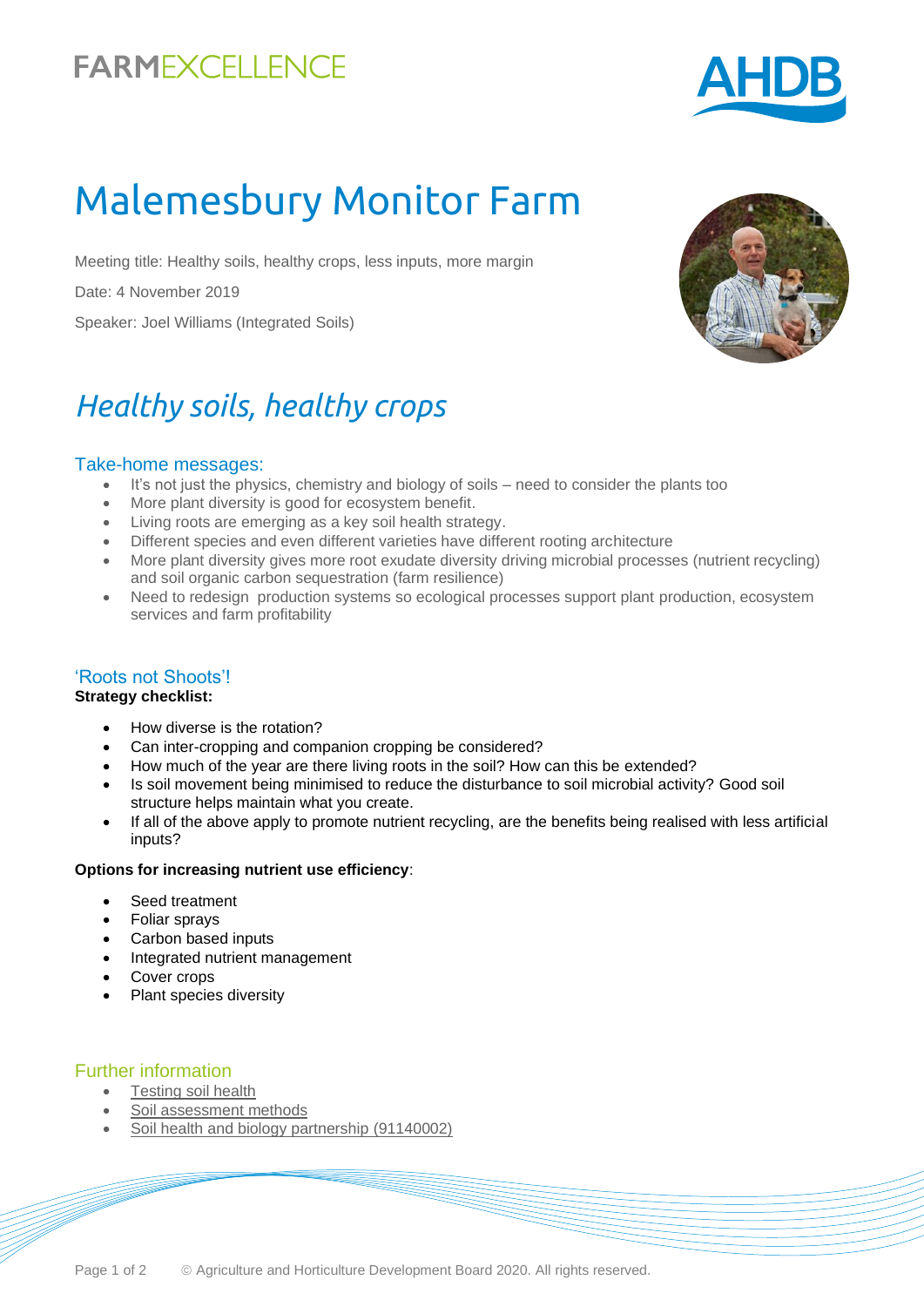FARMEXCELLENCE

AHDB

# Malemesbury Monitor Farm

Meeting title: Healthy soils, healthy crops, less inputs, more margin

Date: 4 November 2019

Speaker: Joel Williams (Integrated Soils)

## *Healthy soils, healthy crops*

### Take-home messages:

- It's not just the physics, chemistry and biology of soils – need to consider the plants too
- More plant diversity is good for ecosystem benefit.
- Living roots are emerging as a key soil health strategy.
- Different species and even different varieties have different rooting architecture
- More plant diversity gives more root exudate diversity driving microbial processes (nutrient recycling) and soil organic carbon sequestration (farm resilience)
- Need to redesign production systems so ecological processes support plant production, ecosystem services and farm profitability

### 'Roots not Shoots'!

**Strategy checklist:**

- How diverse is the rotation?
- Can inter-cropping and companion cropping be considered?
- How much of the year are there living roots in the soil? How can this be extended?
- Is soil movement being minimised to reduce the disturbance to soil microbial activity? Good soil structure helps maintain what you create.
- If all of the above apply to promote nutrient recycling, are the benefits being realised with less artificial inputs?

**Options for increasing nutrient use efficiency**:

- Seed treatment
- Foliar sprays
- Carbon based inputs
- Integrated nutrient management
- Cover crops
- Plant species diversity

### Further information

- Testing soil health
- Soil assessment methods
- Soil health and biology partnership (91140002)

© Agriculture and Horticulture Development Board 2020. All rights reserved.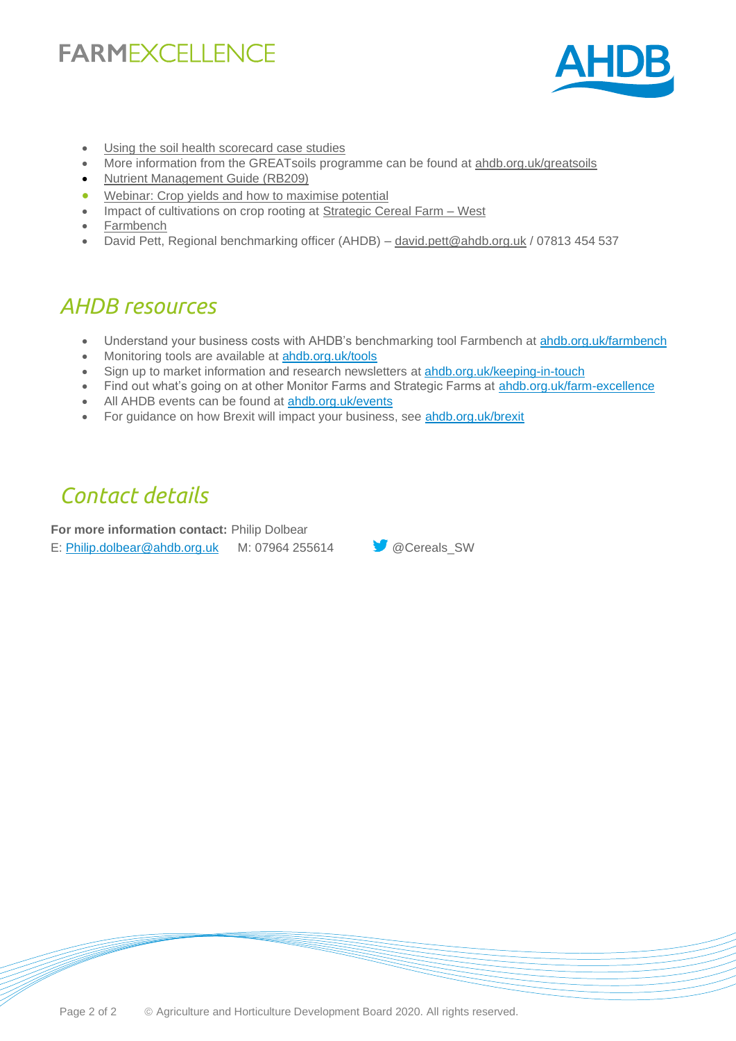- Using the soil health scorecard case studies
- More information from the GREATsoils programme can be found at ahdb.org.uk/greatsoils
- Nutrient Management Guide (RB209)
- Webinar: Crop yields and how to maximise potential
- Impact of cultivations on crop rooting at Strategic Cereal Farm – West
- Farmbench
- David Pett, Regional benchmarking officer (AHDB) – david.pett@ahdb.org.uk / 07813 454 537

## *AHDB resources*

- Understand your business costs with AHDB's benchmarking tool Farmbench at ahdb.org.uk/farmbench
- Monitoring tools are available at ahdb.org.uk/tools
- Sign up to market information and research newsletters at ahdb.org.uk/keeping-in-touch
- Find out what's going on at other Monitor Farms and Strategic Farms at ahdb.org.uk/farm-excellence
- All AHDB events can be found at ahdb.org.uk/events
- For guidance on how Brexit will impact your business, see ahdb.org.uk/brexit

## *Contact details*

**For more information contact:** Philip Dolbear
E: Philip.dolbear@ahdb.org.uk M: 07964 255614 @Cereals_SW

© Agriculture and Horticulture Development Board 2020. All rights reserved.